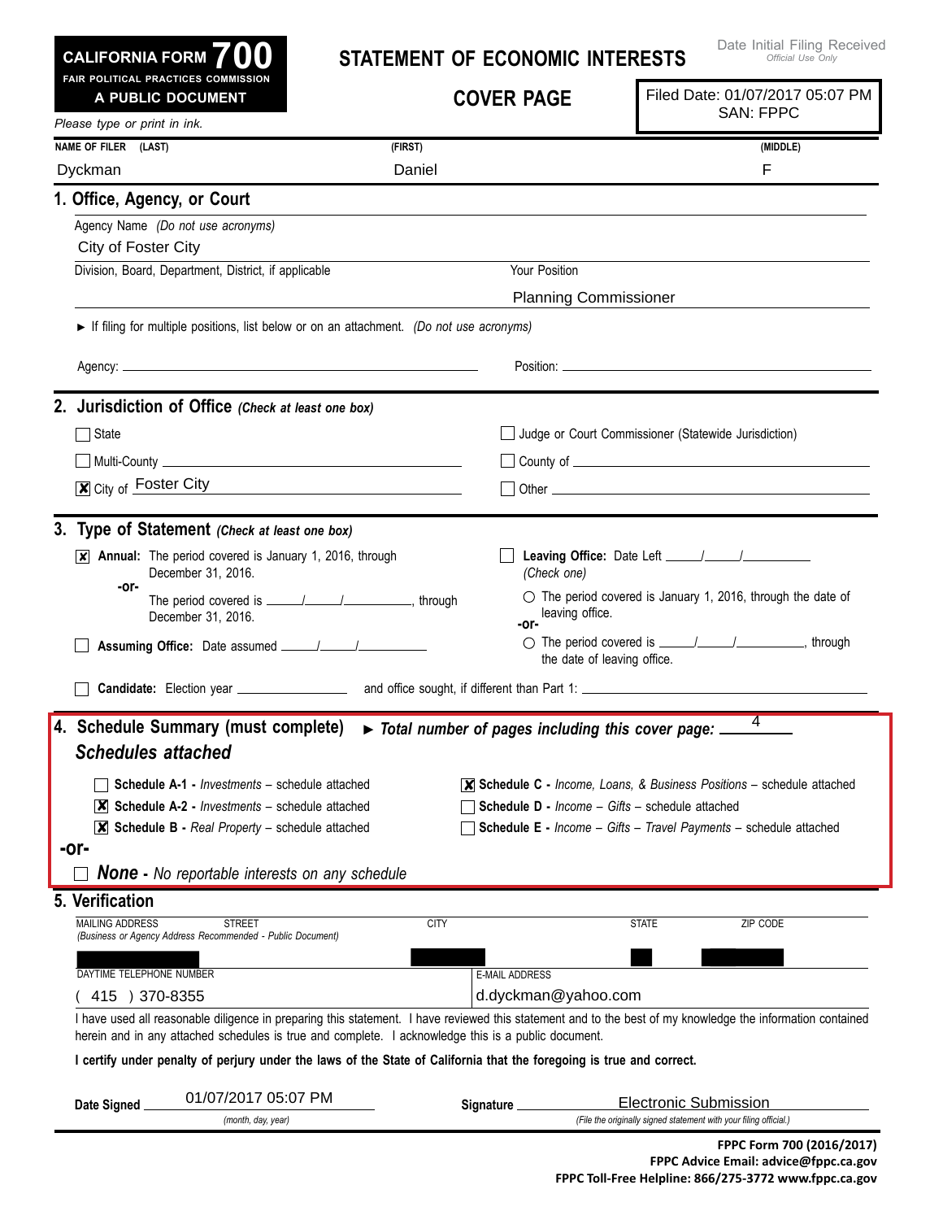**CALIFORNIA FORM 700**
**FAIR POLITICAL PRACTICES COMMISSION**
**A PUBLIC DOCUMENT**

# STATEMENT OF ECONOMIC INTERESTS

## COVER PAGE

Date Initial Filing Received
*Official Use Only*

Filed Date: 01/07/2017 05:07 PM
SAN: FPPC

*Please type or print in ink.*

| NAME OF FILER (LAST) | (FIRST) | (MIDDLE) |
|---|---|---|
| Dyckman | Daniel | F |

## 1. Office, Agency, or Court

Agency Name *(Do not use acronyms)*
City of Foster City

Division, Board, Department, District, if applicable:

Your Position: Planning Commissioner

► If filing for multiple positions, list below or on an attachment. *(Do not use acronyms)*

Agency:

Position:

## 2. Jurisdiction of Office *(Check at least one box)*

- [ ] State
- [ ] Multi-County
- [x] City of Foster City
- [ ] Judge or Court Commissioner (Statewide Jurisdiction)
- [ ] County of
- [ ] Other

## 3. Type of Statement *(Check at least one box)*

- [x] **Annual:** The period covered is January 1, 2016, through December 31, 2016.
  **-or-**
  The period covered is ____/____/________, through December 31, 2016.
- [ ] **Assuming Office:** Date assumed ____/____/________
- [ ] **Leaving Office:** Date Left ____/____/________
  *(Check one)*
  - ○ The period covered is January 1, 2016, through the date of leaving office.
  **-or-**
  - ○ The period covered is ____/____/________, through the date of leaving office.
- [ ] **Candidate:** Election year ________ and office sought, if different than Part 1: ________

## 4. Schedule Summary (must complete) ► *Total number of pages including this cover page:* 4

### *Schedules attached*

- [ ] **Schedule A-1 -** *Investments* – schedule attached
- [x] **Schedule A-2 -** *Investments* – schedule attached
- [x] **Schedule B -** *Real Property* – schedule attached
- [x] **Schedule C -** *Income, Loans, & Business Positions* – schedule attached
- [ ] **Schedule D -** *Income – Gifts* – schedule attached
- [ ] **Schedule E -** *Income – Gifts – Travel Payments* – schedule attached

**-or-**

- [ ] ***None*** **-** *No reportable interests on any schedule*

## 5. Verification

| MAILING ADDRESS STREET *(Business or Agency Address Recommended - Public Document)* | CITY | STATE | ZIP CODE |
|---|---|---|---|
| | | | |

| DAYTIME TELEPHONE NUMBER | E-MAIL ADDRESS |
|---|---|
| ( 415 ) 370-8355 | d.dyckman@yahoo.com |

I have used all reasonable diligence in preparing this statement. I have reviewed this statement and to the best of my knowledge the information contained herein and in any attached schedules is true and complete. I acknowledge this is a public document.

**I certify under penalty of perjury under the laws of the State of California that the foregoing is true and correct.**

**Date Signed** 01/07/2017 05:07 PM *(month, day, year)*

**Signature** Electronic Submission *(File the originally signed statement with your filing official.)*

**FPPC Form 700 (2016/2017)**
**FPPC Advice Email: advice@fppc.ca.gov**
**FPPC Toll-Free Helpline: 866/275-3772 www.fppc.ca.gov**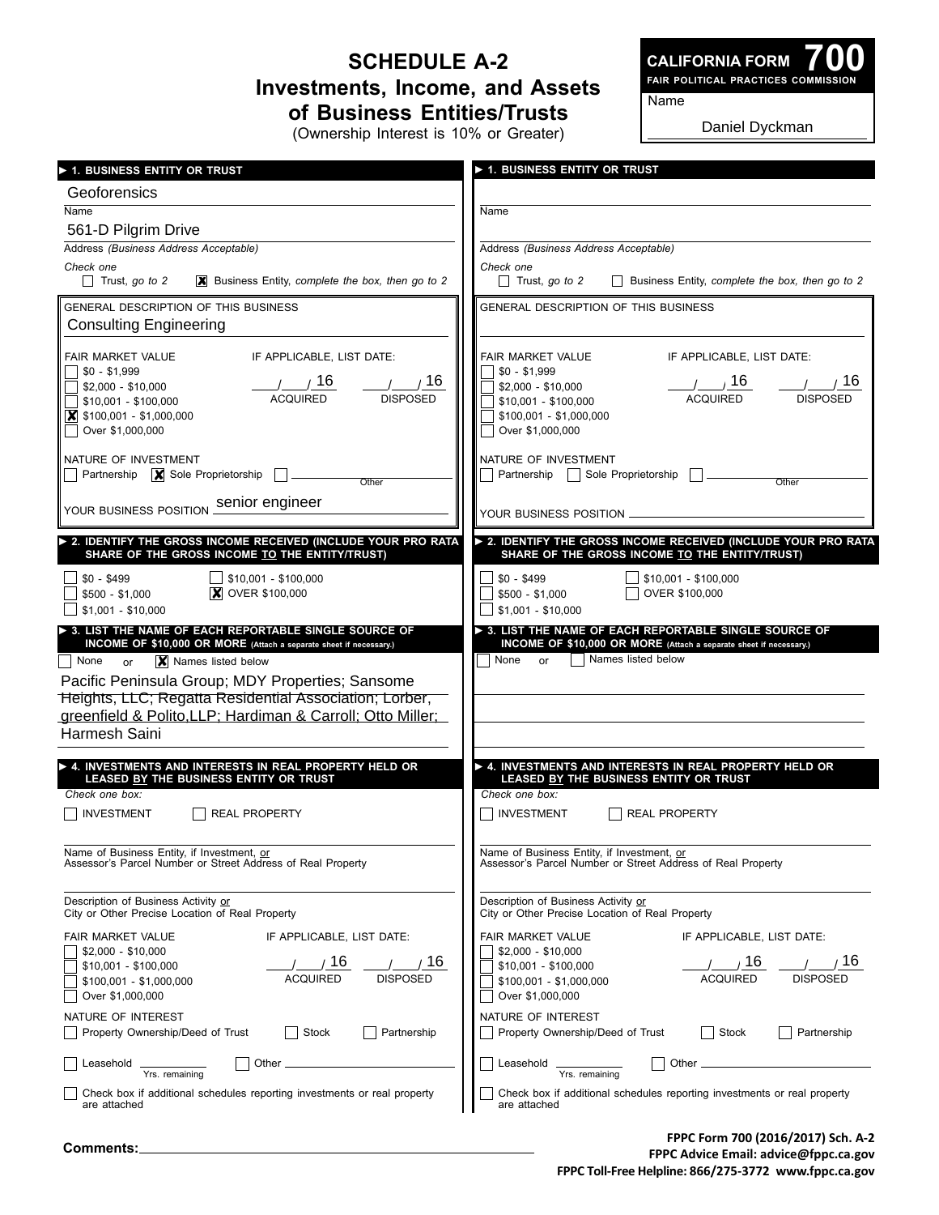# SCHEDULE A-2
## Investments, Income, and Assets of Business Entities/Trusts
(Ownership Interest is 10% or Greater)

**CALIFORNIA FORM 700**
FAIR POLITICAL PRACTICES COMMISSION

Name: Daniel Dyckman

---

### ▶ 1. BUSINESS ENTITY OR TRUST

Geoforensics
Name

561-D Pilgrim Drive
Address *(Business Address Acceptable)*

*Check one*
- [ ] Trust, *go to 2*
- [x] Business Entity, *complete the box, then go to 2*

GENERAL DESCRIPTION OF THIS BUSINESS
Consulting Engineering

FAIR MARKET VALUE
- [ ] $0 - $1,999
- [ ] $2,000 - $10,000
- [ ] $10,001 - $100,000
- [x] $100,001 - $1,000,000
- [ ] Over $1,000,000

IF APPLICABLE, LIST DATE:
___/___/ 16 ACQUIRED ___/___/ 16 DISPOSED

NATURE OF INVESTMENT
- [ ] Partnership
- [x] Sole Proprietorship
- [ ] Other ______

YOUR BUSINESS POSITION senior engineer

### ▶ 2. IDENTIFY THE GROSS INCOME RECEIVED (INCLUDE YOUR PRO RATA SHARE OF THE GROSS INCOME TO THE ENTITY/TRUST)

- [ ] $0 - $499
- [ ] $500 - $1,000
- [ ] $1,001 - $10,000
- [ ] $10,001 - $100,000
- [x] OVER $100,000

### ▶ 3. LIST THE NAME OF EACH REPORTABLE SINGLE SOURCE OF INCOME OF $10,000 OR MORE (Attach a separate sheet if necessary.)

- [ ] None or
- [x] Names listed below

Pacific Peninsula Group; MDY Properties; Sansome Heights, LLC; Regatta Residential Association; Lorber, greenfield & Polito,LLP; Hardiman & Carroll; Otto Miller; Harmesh Saini

### ▶ 4. INVESTMENTS AND INTERESTS IN REAL PROPERTY HELD OR LEASED BY THE BUSINESS ENTITY OR TRUST

*Check one box:*
- [ ] INVESTMENT
- [ ] REAL PROPERTY

Name of Business Entity, if Investment, or Assessor's Parcel Number or Street Address of Real Property

Description of Business Activity or City or Other Precise Location of Real Property

FAIR MARKET VALUE
- [ ] $2,000 - $10,000
- [ ] $10,001 - $100,000
- [ ] $100,001 - $1,000,000
- [ ] Over $1,000,000

IF APPLICABLE, LIST DATE:
___/___/ 16 ACQUIRED ___/___/ 16 DISPOSED

NATURE OF INTEREST
- [ ] Property Ownership/Deed of Trust
- [ ] Stock
- [ ] Partnership
- [ ] Leasehold ______ Yrs. remaining
- [ ] Other ______

- [ ] Check box if additional schedules reporting investments or real property are attached

---

### ▶ 1. BUSINESS ENTITY OR TRUST

Name

Address *(Business Address Acceptable)*

*Check one*
- [ ] Trust, *go to 2*
- [ ] Business Entity, *complete the box, then go to 2*

GENERAL DESCRIPTION OF THIS BUSINESS

FAIR MARKET VALUE
- [ ] $0 - $1,999
- [ ] $2,000 - $10,000
- [ ] $10,001 - $100,000
- [ ] $100,001 - $1,000,000
- [ ] Over $1,000,000

IF APPLICABLE, LIST DATE:
___/___/ 16 ACQUIRED ___/___/ 16 DISPOSED

NATURE OF INVESTMENT
- [ ] Partnership
- [ ] Sole Proprietorship
- [ ] Other ______

YOUR BUSINESS POSITION ______

### ▶ 2. IDENTIFY THE GROSS INCOME RECEIVED (INCLUDE YOUR PRO RATA SHARE OF THE GROSS INCOME TO THE ENTITY/TRUST)

- [ ] $0 - $499
- [ ] $500 - $1,000
- [ ] $1,001 - $10,000
- [ ] $10,001 - $100,000
- [ ] OVER $100,000

### ▶ 3. LIST THE NAME OF EACH REPORTABLE SINGLE SOURCE OF INCOME OF $10,000 OR MORE (Attach a separate sheet if necessary.)

- [ ] None or
- [ ] Names listed below

### ▶ 4. INVESTMENTS AND INTERESTS IN REAL PROPERTY HELD OR LEASED BY THE BUSINESS ENTITY OR TRUST

*Check one box:*
- [ ] INVESTMENT
- [ ] REAL PROPERTY

Name of Business Entity, if Investment, or Assessor's Parcel Number or Street Address of Real Property

Description of Business Activity or City or Other Precise Location of Real Property

FAIR MARKET VALUE
- [ ] $2,000 - $10,000
- [ ] $10,001 - $100,000
- [ ] $100,001 - $1,000,000
- [ ] Over $1,000,000

IF APPLICABLE, LIST DATE:
___/___/ 16 ACQUIRED ___/___/ 16 DISPOSED

NATURE OF INTEREST
- [ ] Property Ownership/Deed of Trust
- [ ] Stock
- [ ] Partnership
- [ ] Leasehold ______ Yrs. remaining
- [ ] Other ______

- [ ] Check box if additional schedules reporting investments or real property are attached

---

**Comments:** ______

FPPC Form 700 (2016/2017) Sch. A-2
FPPC Advice Email: advice@fppc.ca.gov
FPPC Toll-Free Helpline: 866/275-3772 www.fppc.ca.gov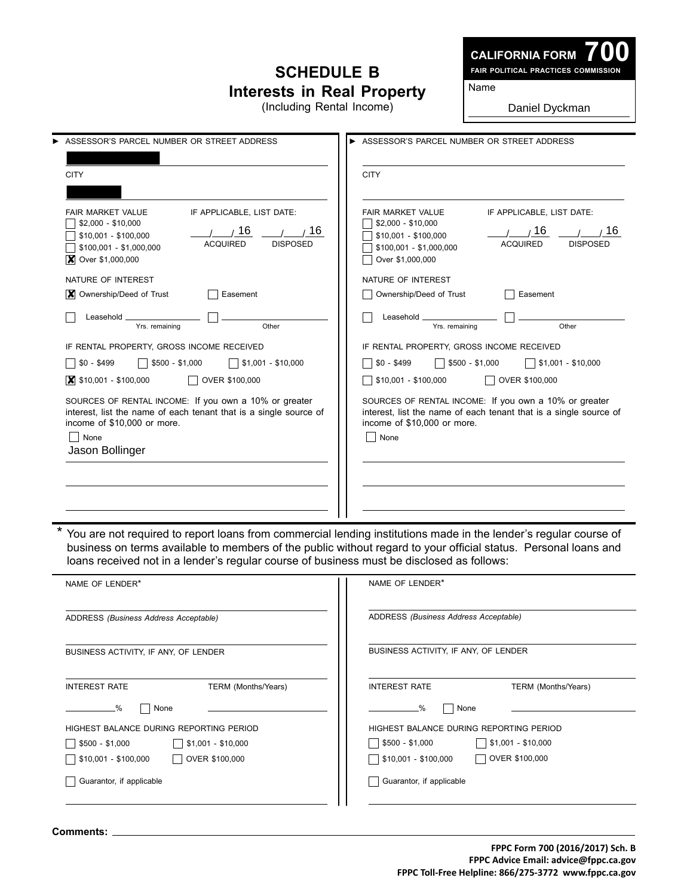# SCHEDULE B
## Interests in Real Property
(Including Rental Income)

**CALIFORNIA FORM 700**
FAIR POLITICAL PRACTICES COMMISSION

Name: Daniel Dyckman

---

► ASSESSOR'S PARCEL NUMBER OR STREET ADDRESS

[REDACTED]

CITY

[REDACTED]

FAIR MARKET VALUE
- [ ] $2,000 - $10,000
- [ ] $10,001 - $100,000
- [ ] $100,001 - $1,000,000
- [X] Over $1,000,000

IF APPLICABLE, LIST DATE:
___/___/ 16 ACQUIRED ___/___/ 16 DISPOSED

NATURE OF INTEREST
- [X] Ownership/Deed of Trust
- [ ] Easement
- [ ] Leasehold ______ Yrs. remaining
- [ ] ______ Other

IF RENTAL PROPERTY, GROSS INCOME RECEIVED
- [ ] $0 - $499
- [ ] $500 - $1,000
- [ ] $1,001 - $10,000
- [X] $10,001 - $100,000
- [ ] OVER $100,000

SOURCES OF RENTAL INCOME: If you own a 10% or greater interest, list the name of each tenant that is a single source of income of $10,000 or more.
- [ ] None

Jason Bollinger

---

► ASSESSOR'S PARCEL NUMBER OR STREET ADDRESS

CITY

FAIR MARKET VALUE
- [ ] $2,000 - $10,000
- [ ] $10,001 - $100,000
- [ ] $100,001 - $1,000,000
- [ ] Over $1,000,000

IF APPLICABLE, LIST DATE:
___/___/ 16 ACQUIRED ___/___/ 16 DISPOSED

NATURE OF INTEREST
- [ ] Ownership/Deed of Trust
- [ ] Easement
- [ ] Leasehold ______ Yrs. remaining
- [ ] ______ Other

IF RENTAL PROPERTY, GROSS INCOME RECEIVED
- [ ] $0 - $499
- [ ] $500 - $1,000
- [ ] $1,001 - $10,000
- [ ] $10,001 - $100,000
- [ ] OVER $100,000

SOURCES OF RENTAL INCOME: If you own a 10% or greater interest, list the name of each tenant that is a single source of income of $10,000 or more.
- [ ] None

---

\* You are not required to report loans from commercial lending institutions made in the lender's regular course of business on terms available to members of the public without regard to your official status. Personal loans and loans received not in a lender's regular course of business must be disclosed as follows:

NAME OF LENDER*

ADDRESS *(Business Address Acceptable)*

BUSINESS ACTIVITY, IF ANY, OF LENDER

INTEREST RATE ______% [ ] None

TERM (Months/Years)

HIGHEST BALANCE DURING REPORTING PERIOD
- [ ] $500 - $1,000
- [ ] $1,001 - $10,000
- [ ] $10,001 - $100,000
- [ ] OVER $100,000

- [ ] Guarantor, if applicable

---

NAME OF LENDER*

ADDRESS *(Business Address Acceptable)*

BUSINESS ACTIVITY, IF ANY, OF LENDER

INTEREST RATE ______% [ ] None

TERM (Months/Years)

HIGHEST BALANCE DURING REPORTING PERIOD
- [ ] $500 - $1,000
- [ ] $1,001 - $10,000
- [ ] $10,001 - $100,000
- [ ] OVER $100,000

- [ ] Guarantor, if applicable

---

**Comments:**

**FPPC Form 700 (2016/2017) Sch. B**
**FPPC Advice Email: advice@fppc.ca.gov**
**FPPC Toll-Free Helpline: 866/275-3772 www.fppc.ca.gov**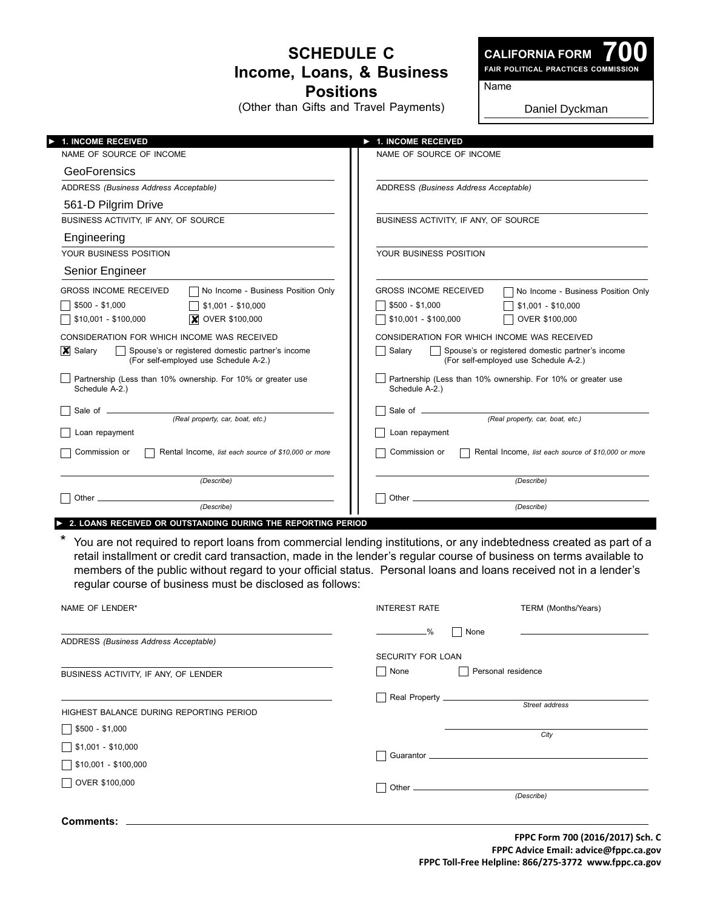# SCHEDULE C

## Income, Loans, & Business Positions

(Other than Gifts and Travel Payments)

**CALIFORNIA FORM 700**
**FAIR POLITICAL PRACTICES COMMISSION**

Name

Daniel Dyckman

### ► 1. INCOME RECEIVED

NAME OF SOURCE OF INCOME

GeoForensics

ADDRESS *(Business Address Acceptable)*

561-D Pilgrim Drive

BUSINESS ACTIVITY, IF ANY, OF SOURCE

Engineering

YOUR BUSINESS POSITION

Senior Engineer

GROSS INCOME RECEIVED

- [ ] No Income - Business Position Only
- [ ] $500 - $1,000
- [ ] $1,001 - $10,000
- [ ] $10,001 - $100,000
- [x] OVER $100,000

CONSIDERATION FOR WHICH INCOME WAS RECEIVED

- [x] Salary
- [ ] Spouse's or registered domestic partner's income (For self-employed use Schedule A-2.)
- [ ] Partnership (Less than 10% ownership. For 10% or greater use Schedule A-2.)
- [ ] Sale of ________ *(Real property, car, boat, etc.)*
- [ ] Loan repayment
- [ ] Commission or
- [ ] Rental Income, *list each source of $10,000 or more*

________ *(Describe)*

- [ ] Other ________ *(Describe)*

### ► 1. INCOME RECEIVED

NAME OF SOURCE OF INCOME

ADDRESS *(Business Address Acceptable)*

BUSINESS ACTIVITY, IF ANY, OF SOURCE

YOUR BUSINESS POSITION

GROSS INCOME RECEIVED

- [ ] No Income - Business Position Only
- [ ] $500 - $1,000
- [ ] $1,001 - $10,000
- [ ] $10,001 - $100,000
- [ ] OVER $100,000

CONSIDERATION FOR WHICH INCOME WAS RECEIVED

- [ ] Salary
- [ ] Spouse's or registered domestic partner's income (For self-employed use Schedule A-2.)
- [ ] Partnership (Less than 10% ownership. For 10% or greater use Schedule A-2.)
- [ ] Sale of ________ *(Real property, car, boat, etc.)*
- [ ] Loan repayment
- [ ] Commission or
- [ ] Rental Income, *list each source of $10,000 or more*

________ *(Describe)*

- [ ] Other ________ *(Describe)*

### ► 2. LOANS RECEIVED OR OUTSTANDING DURING THE REPORTING PERIOD

* You are not required to report loans from commercial lending institutions, or any indebtedness created as part of a retail installment or credit card transaction, made in the lender's regular course of business on terms available to members of the public without regard to your official status. Personal loans and loans received not in a lender's regular course of business must be disclosed as follows:

NAME OF LENDER*

ADDRESS *(Business Address Acceptable)*

BUSINESS ACTIVITY, IF ANY, OF LENDER

HIGHEST BALANCE DURING REPORTING PERIOD

- [ ] $500 - $1,000
- [ ] $1,001 - $10,000
- [ ] $10,001 - $100,000
- [ ] OVER $100,000

INTEREST RATE

________% [ ] None

TERM (Months/Years)

SECURITY FOR LOAN

- [ ] None
- [ ] Personal residence
- [ ] Real Property ________ *Street address*

________ *City*

- [ ] Guarantor ________
- [ ] Other ________ *(Describe)*

**Comments:** ________

**FPPC Form 700 (2016/2017) Sch. C**
**FPPC Advice Email: advice@fppc.ca.gov**
**FPPC Toll-Free Helpline: 866/275-3772 www.fppc.ca.gov**